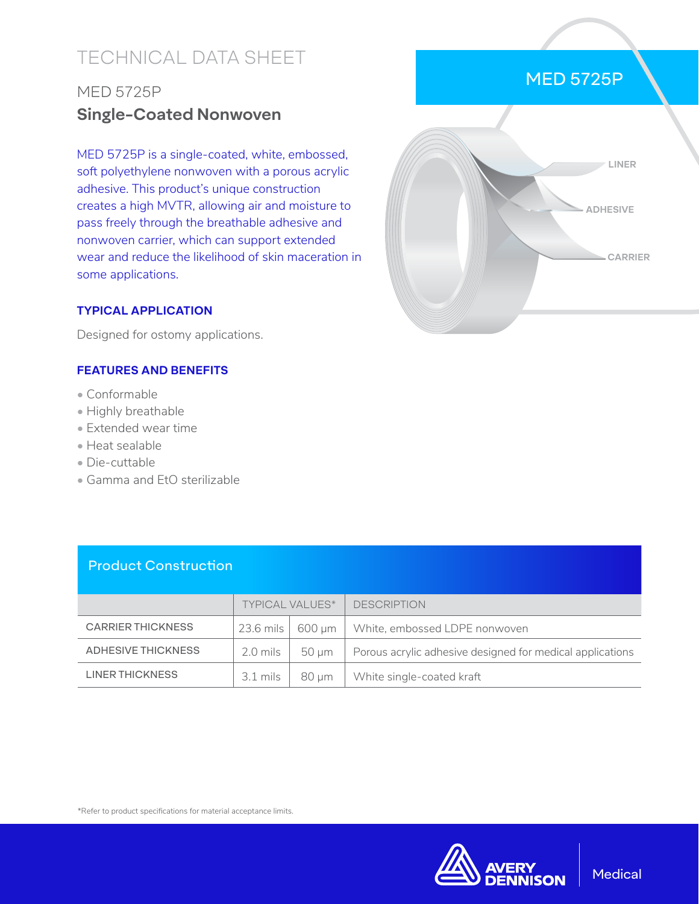# TECHNICAL DATA SHEET

## MED 5725P

## **Single-Coated Nonwoven**

MED 5725P is a single-coated, white, embossed, soft polyethylene nonwoven with a porous acrylic adhesive. This product's unique construction creates a high MVTR, allowing air and moisture to pass freely through the breathable adhesive and nonwoven carrier, which can support extended wear and reduce the likelihood of skin maceration in some applications.

MED 5725P

LINER

ADHESIVE

CARRIER

### TYPICAL APPLICATION

Designed for ostomy applications.

### FEATURES AND BENEFITS

- Conformable
- Highly breathable
- Extended wear time
- Heat sealable
- Die-cuttable
- Gamma and EtO sterilizable

### Product Construction

| | TYPICAL VALUES* | | DESCRIPTION |
|---|---|---|---|
| CARRIER THICKNESS | 23.6 mils | 600 µm | White, embossed LDPE nonwoven |
| ADHESIVE THICKNESS | 2.0 mils | 50 µm | Porous acrylic adhesive designed for medical applications |
| LINER THICKNESS | 3.1 mils | 80 µm | White single-coated kraft |

*Refer to product specifications for material acceptance limits.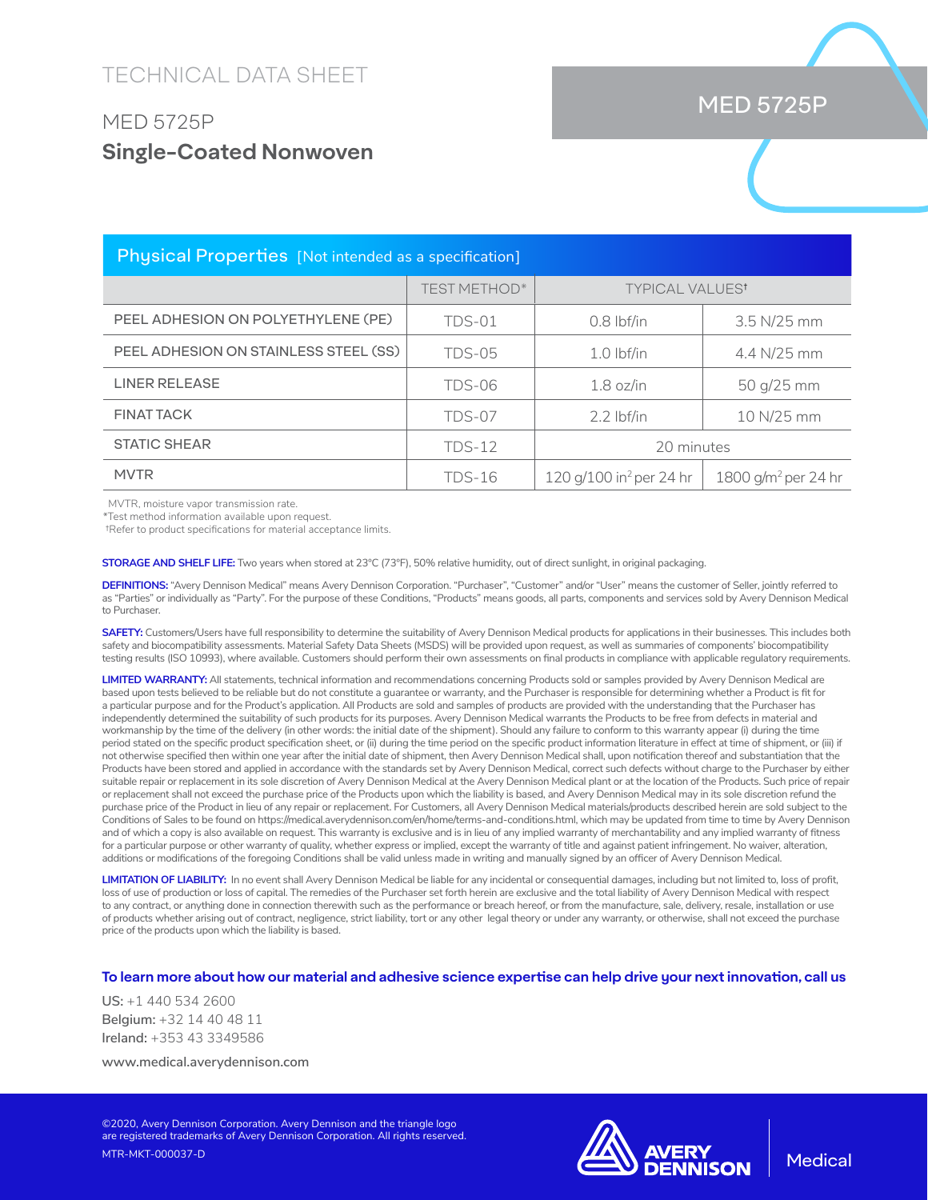# TECHNICAL DATA SHEET

## MED 5725P

## Single-Coated Nonwoven

MED 5725P

### Physical Properties [Not intended as a specification]

| | TEST METHOD* | TYPICAL VALUES† | |
|---|---|---|---|
| PEEL ADHESION ON POLYETHYLENE (PE) | TDS-01 | 0.8 lbf/in | 3.5 N/25 mm |
| PEEL ADHESION ON STAINLESS STEEL (SS) | TDS-05 | 1.0 lbf/in | 4.4 N/25 mm |
| LINER RELEASE | TDS-06 | 1.8 oz/in | 50 g/25 mm |
| FINAT TACK | TDS-07 | 2.2 lbf/in | 10 N/25 mm |
| STATIC SHEAR | TDS-12 | 20 minutes | |
| MVTR | TDS-16 | 120 g/100 $in^2$ per 24 hr | 1800 $g/m^2$ per 24 hr |

MVTR, moisture vapor transmission rate.
*Test method information available upon request.
†Refer to product specifications for material acceptance limits.

**STORAGE AND SHELF LIFE:** Two years when stored at 23°C (73°F), 50% relative humidity, out of direct sunlight, in original packaging.

**DEFINITIONS:** "Avery Dennison Medical" means Avery Dennison Corporation. "Purchaser", "Customer" and/or "User" means the customer of Seller, jointly referred to as "Parties" or individually as "Party". For the purpose of these Conditions, "Products" means goods, all parts, components and services sold by Avery Dennison Medical to Purchaser.

**SAFETY:** Customers/Users have full responsibility to determine the suitability of Avery Dennison Medical products for applications in their businesses. This includes both safety and biocompatibility assessments. Material Safety Data Sheets (MSDS) will be provided upon request, as well as summaries of components' biocompatibility testing results (ISO 10993), where available. Customers should perform their own assessments on final products in compliance with applicable regulatory requirements.

**LIMITED WARRANTY:** All statements, technical information and recommendations concerning Products sold or samples provided by Avery Dennison Medical are based upon tests believed to be reliable but do not constitute a guarantee or warranty, and the Purchaser is responsible for determining whether a Product is fit for a particular purpose and for the Product's application. All Products are sold and samples of products are provided with the understanding that the Purchaser has independently determined the suitability of such products for its purposes. Avery Dennison Medical warrants the Products to be free from defects in material and workmanship by the time of the delivery (in other words: the initial date of the shipment). Should any failure to conform to this warranty appear (i) during the time period stated on the specific product specification sheet, or (ii) during the time period on the specific product information literature in effect at time of shipment, or (iii) if not otherwise specified then within one year after the initial date of shipment, then Avery Dennison Medical shall, upon notification thereof and substantiation that the Products have been stored and applied in accordance with the standards set by Avery Dennison Medical, correct such defects without charge to the Purchaser by either suitable repair or replacement in its sole discretion of Avery Dennison Medical at the Avery Dennison Medical plant or at the location of the Products. Such price of repair or replacement shall not exceed the purchase price of the Products upon which the liability is based, and Avery Dennison Medical may in its sole discretion refund the purchase price of the Product in lieu of any repair or replacement. For Customers, all Avery Dennison Medical materials/products described herein are sold subject to the Conditions of Sales to be found on https://medical.averydennison.com/en/home/terms-and-conditions.html, which may be updated from time to time by Avery Dennison and of which a copy is also available on request. This warranty is exclusive and is in lieu of any implied warranty of merchantability and any implied warranty of fitness for a particular purpose or other warranty of quality, whether express or implied, except the warranty of title and against patient infringement. No waiver, alteration, additions or modifications of the foregoing Conditions shall be valid unless made in writing and manually signed by an officer of Avery Dennison Medical.

**LIMITATION OF LIABILITY:** In no event shall Avery Dennison Medical be liable for any incidental or consequential damages, including but not limited to, loss of profit, loss of use of production or loss of capital. The remedies of the Purchaser set forth herein are exclusive and the total liability of Avery Dennison Medical with respect to any contract, or anything done in connection therewith such as the performance or breach hereof, or from the manufacture, sale, delivery, resale, installation or use of products whether arising out of contract, negligence, strict liability, tort or any other legal theory or under any warranty, or otherwise, shall not exceed the purchase price of the products upon which the liability is based.

**To learn more about how our material and adhesive science expertise can help drive your next innovation, call us**

**US:** +1 440 534 2600
**Belgium:** +32 14 40 48 11
**Ireland:** +353 43 3349586

www.medical.averydennison.com

©2020, Avery Dennison Corporation. Avery Dennison and the triangle logo are registered trademarks of Avery Dennison Corporation. All rights reserved.

MTR-MKT-000037-D

AVERY DENNISON Medical